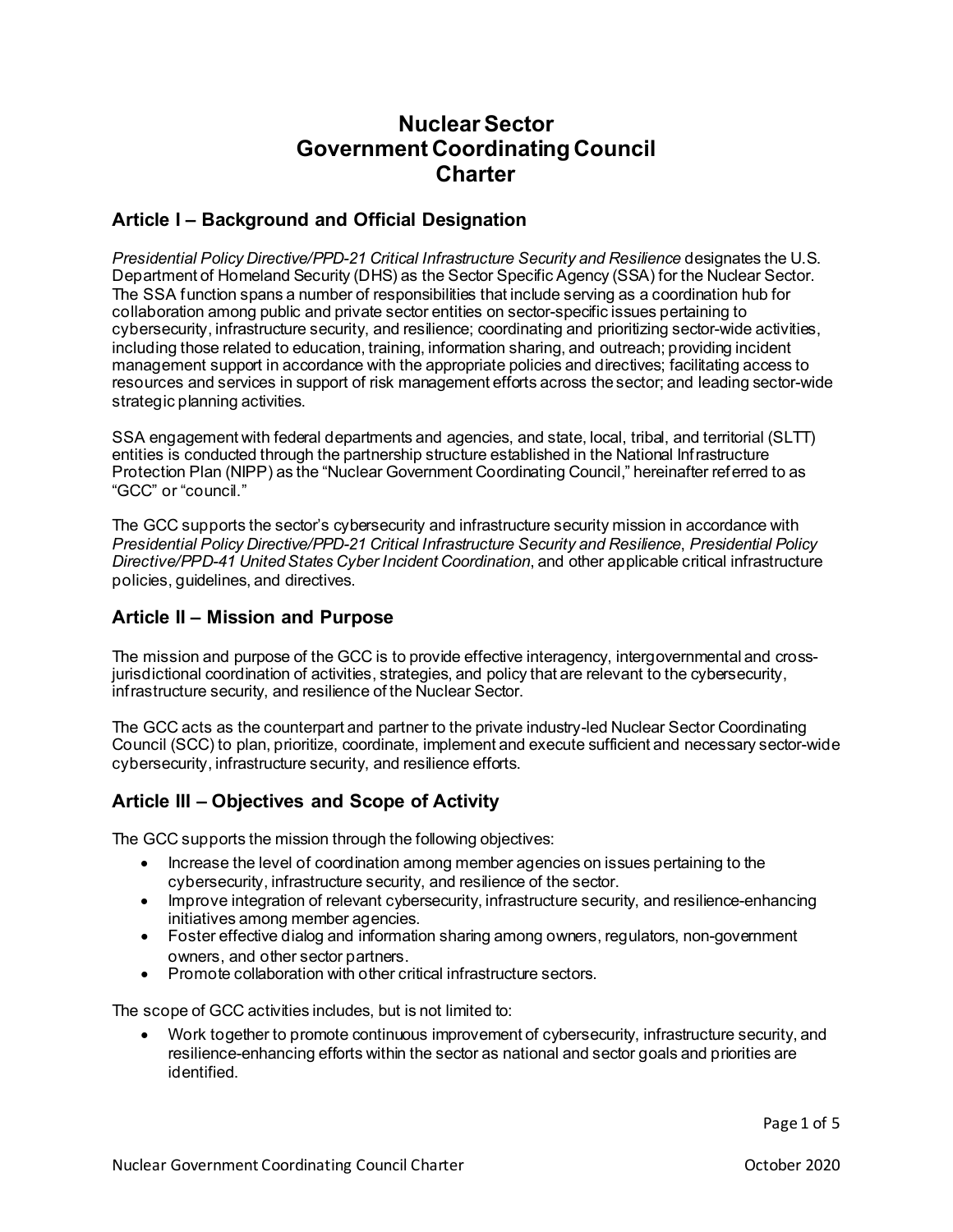# Nuclear Sector Government Coordinating Council Charter

## Article I – Background and Official Designation

*Presidential Policy Directive/PPD-21 Critical Infrastructure Security and Resilience* designates the U.S. Department of Homeland Security (DHS) as the Sector Specific Agency (SSA) for the Nuclear Sector. The SSA function spans a number of responsibilities that include serving as a coordination hub for collaboration among public and private sector entities on sector-specific issues pertaining to cybersecurity, infrastructure security, and resilience; coordinating and prioritizing sector-wide activities, including those related to education, training, information sharing, and outreach; providing incident management support in accordance with the appropriate policies and directives; facilitating access to resources and services in support of risk management efforts across the sector; and leading sector-wide strategic planning activities.

SSA engagement with federal departments and agencies, and state, local, tribal, and territorial (SLTT) entities is conducted through the partnership structure established in the National Infrastructure Protection Plan (NIPP) as the "Nuclear Government Coordinating Council," hereinafter referred to as "GCC" or "council."

The GCC supports the sector's cybersecurity and infrastructure security mission in accordance with *Presidential Policy Directive/PPD-21 Critical Infrastructure Security and Resilience*, *Presidential Policy Directive/PPD-41 United States Cyber Incident Coordination*, and other applicable critical infrastructure policies, guidelines, and directives.

## Article II – Mission and Purpose

The mission and purpose of the GCC is to provide effective interagency, intergovernmental and cross-jurisdictional coordination of activities, strategies, and policy that are relevant to the cybersecurity, infrastructure security, and resilience of the Nuclear Sector.

The GCC acts as the counterpart and partner to the private industry-led Nuclear Sector Coordinating Council (SCC) to plan, prioritize, coordinate, implement and execute sufficient and necessary sector-wide cybersecurity, infrastructure security, and resilience efforts.

## Article III – Objectives and Scope of Activity

The GCC supports the mission through the following objectives:

- Increase the level of coordination among member agencies on issues pertaining to the cybersecurity, infrastructure security, and resilience of the sector.
- Improve integration of relevant cybersecurity, infrastructure security, and resilience-enhancing initiatives among member agencies.
- Foster effective dialog and information sharing among owners, regulators, non-government owners, and other sector partners.
- Promote collaboration with other critical infrastructure sectors.

The scope of GCC activities includes, but is not limited to:

- Work together to promote continuous improvement of cybersecurity, infrastructure security, and resilience-enhancing efforts within the sector as national and sector goals and priorities are identified.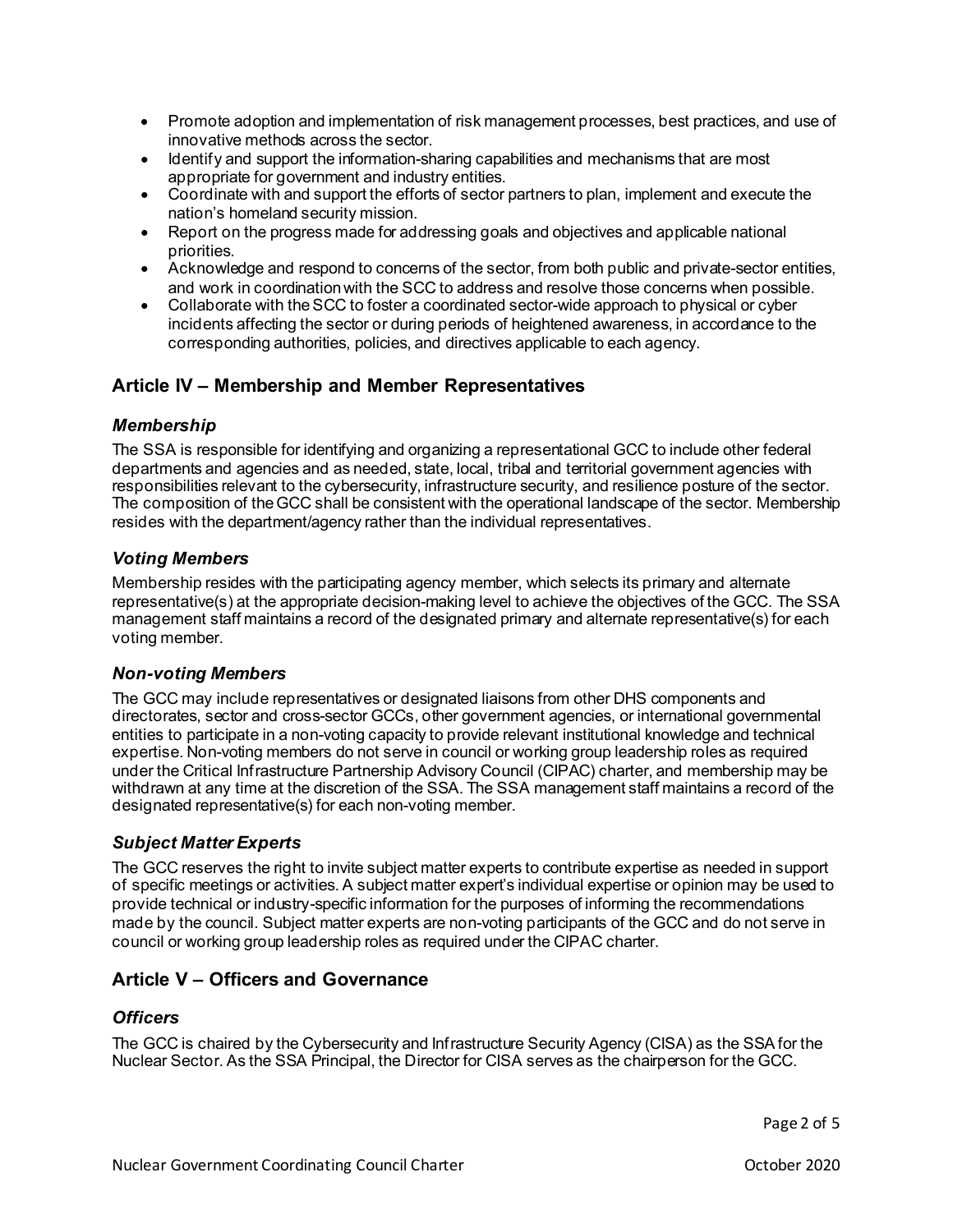- Promote adoption and implementation of risk management processes, best practices, and use of innovative methods across the sector.
- Identify and support the information-sharing capabilities and mechanisms that are most appropriate for government and industry entities.
- Coordinate with and support the efforts of sector partners to plan, implement and execute the nation's homeland security mission.
- Report on the progress made for addressing goals and objectives and applicable national priorities.
- Acknowledge and respond to concerns of the sector, from both public and private-sector entities, and work in coordination with the SCC to address and resolve those concerns when possible.
- Collaborate with the SCC to foster a coordinated sector-wide approach to physical or cyber incidents affecting the sector or during periods of heightened awareness, in accordance to the corresponding authorities, policies, and directives applicable to each agency.

## Article IV – Membership and Member Representatives

### *Membership*

The SSA is responsible for identifying and organizing a representational GCC to include other federal departments and agencies and as needed, state, local, tribal and territorial government agencies with responsibilities relevant to the cybersecurity, infrastructure security, and resilience posture of the sector. The composition of the GCC shall be consistent with the operational landscape of the sector. Membership resides with the department/agency rather than the individual representatives.

### *Voting Members*

Membership resides with the participating agency member, which selects its primary and alternate representative(s) at the appropriate decision-making level to achieve the objectives of the GCC. The SSA management staff maintains a record of the designated primary and alternate representative(s) for each voting member.

### *Non-voting Members*

The GCC may include representatives or designated liaisons from other DHS components and directorates, sector and cross-sector GCCs, other government agencies, or international governmental entities to participate in a non-voting capacity to provide relevant institutional knowledge and technical expertise. Non-voting members do not serve in council or working group leadership roles as required under the Critical Infrastructure Partnership Advisory Council (CIPAC) charter, and membership may be withdrawn at any time at the discretion of the SSA. The SSA management staff maintains a record of the designated representative(s) for each non-voting member.

### *Subject Matter Experts*

The GCC reserves the right to invite subject matter experts to contribute expertise as needed in support of specific meetings or activities. A subject matter expert's individual expertise or opinion may be used to provide technical or industry-specific information for the purposes of informing the recommendations made by the council. Subject matter experts are non-voting participants of the GCC and do not serve in council or working group leadership roles as required under the CIPAC charter.

## Article V – Officers and Governance

### *Officers*

The GCC is chaired by the Cybersecurity and Infrastructure Security Agency (CISA) as the SSA for the Nuclear Sector. As the SSA Principal, the Director for CISA serves as the chairperson for the GCC.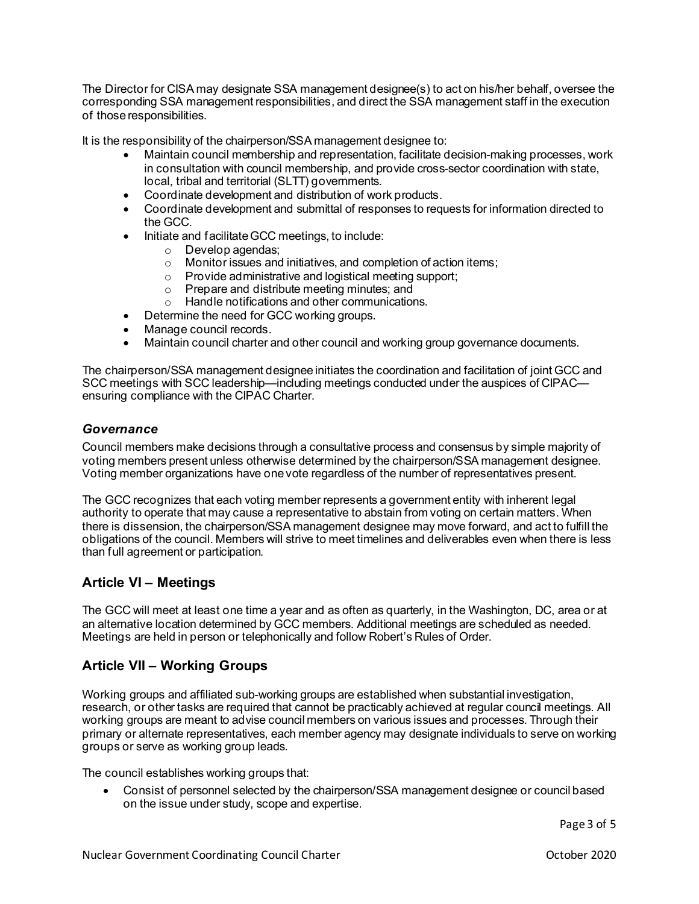The Director for CISA may designate SSA management designee(s) to act on his/her behalf, oversee the corresponding SSA management responsibilities, and direct the SSA management staff in the execution of those responsibilities.

It is the responsibility of the chairperson/SSA management designee to:

- Maintain council membership and representation, facilitate decision-making processes, work in consultation with council membership, and provide cross-sector coordination with state, local, tribal and territorial (SLTT) governments.
- Coordinate development and distribution of work products.
- Coordinate development and submittal of responses to requests for information directed to the GCC.
- Initiate and facilitate GCC meetings, to include:
  - Develop agendas;
  - Monitor issues and initiatives, and completion of action items;
  - Provide administrative and logistical meeting support;
  - Prepare and distribute meeting minutes; and
  - Handle notifications and other communications.
- Determine the need for GCC working groups.
- Manage council records.
- Maintain council charter and other council and working group governance documents.

The chairperson/SSA management designee initiates the coordination and facilitation of joint GCC and SCC meetings with SCC leadership—including meetings conducted under the auspices of CIPAC—ensuring compliance with the CIPAC Charter.

### *Governance*

Council members make decisions through a consultative process and consensus by simple majority of voting members present unless otherwise determined by the chairperson/SSA management designee. Voting member organizations have one vote regardless of the number of representatives present.

The GCC recognizes that each voting member represents a government entity with inherent legal authority to operate that may cause a representative to abstain from voting on certain matters. When there is dissension, the chairperson/SSA management designee may move forward, and act to fulfill the obligations of the council. Members will strive to meet timelines and deliverables even when there is less than full agreement or participation.

## Article VI – Meetings

The GCC will meet at least one time a year and as often as quarterly, in the Washington, DC, area or at an alternative location determined by GCC members. Additional meetings are scheduled as needed. Meetings are held in person or telephonically and follow Robert's Rules of Order.

## Article VII – Working Groups

Working groups and affiliated sub-working groups are established when substantial investigation, research, or other tasks are required that cannot be practicably achieved at regular council meetings. All working groups are meant to advise council members on various issues and processes. Through their primary or alternate representatives, each member agency may designate individuals to serve on working groups or serve as working group leads.

The council establishes working groups that:

- Consist of personnel selected by the chairperson/SSA management designee or council based on the issue under study, scope and expertise.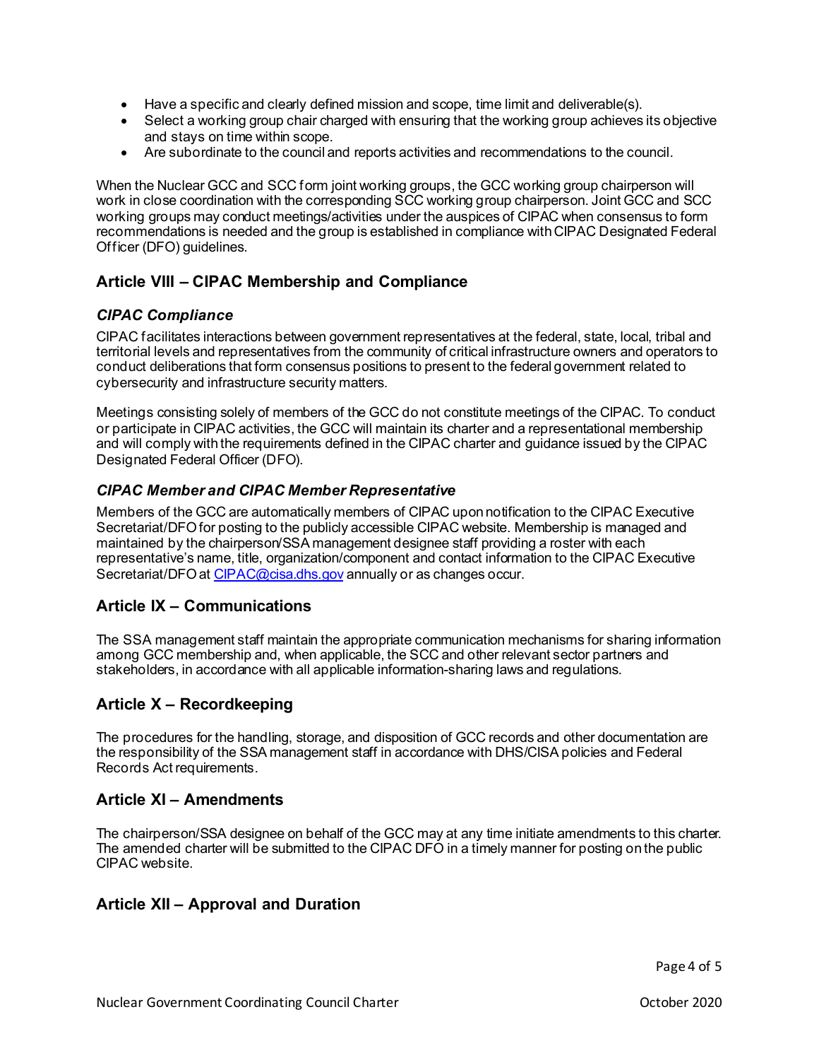- Have a specific and clearly defined mission and scope, time limit and deliverable(s).
- Select a working group chair charged with ensuring that the working group achieves its objective and stays on time within scope.
- Are subordinate to the council and reports activities and recommendations to the council.

When the Nuclear GCC and SCC form joint working groups, the GCC working group chairperson will work in close coordination with the corresponding SCC working group chairperson. Joint GCC and SCC working groups may conduct meetings/activities under the auspices of CIPAC when consensus to form recommendations is needed and the group is established in compliance with CIPAC Designated Federal Officer (DFO) guidelines.

## Article VIII – CIPAC Membership and Compliance

### *CIPAC Compliance*

CIPAC facilitates interactions between government representatives at the federal, state, local, tribal and territorial levels and representatives from the community of critical infrastructure owners and operators to conduct deliberations that form consensus positions to present to the federal government related to cybersecurity and infrastructure security matters.

Meetings consisting solely of members of the GCC do not constitute meetings of the CIPAC. To conduct or participate in CIPAC activities, the GCC will maintain its charter and a representational membership and will comply with the requirements defined in the CIPAC charter and guidance issued by the CIPAC Designated Federal Officer (DFO).

### *CIPAC Member and CIPAC Member Representative*

Members of the GCC are automatically members of CIPAC upon notification to the CIPAC Executive Secretariat/DFO for posting to the publicly accessible CIPAC website. Membership is managed and maintained by the chairperson/SSA management designee staff providing a roster with each representative's name, title, organization/component and contact information to the CIPAC Executive Secretariat/DFO at CIPAC@cisa.dhs.gov annually or as changes occur.

## Article IX – Communications

The SSA management staff maintain the appropriate communication mechanisms for sharing information among GCC membership and, when applicable, the SCC and other relevant sector partners and stakeholders, in accordance with all applicable information-sharing laws and regulations.

## Article X – Recordkeeping

The procedures for the handling, storage, and disposition of GCC records and other documentation are the responsibility of the SSA management staff in accordance with DHS/CISA policies and Federal Records Act requirements.

## Article XI – Amendments

The chairperson/SSA designee on behalf of the GCC may at any time initiate amendments to this charter. The amended charter will be submitted to the CIPAC DFO in a timely manner for posting on the public CIPAC website.

## Article XII – Approval and Duration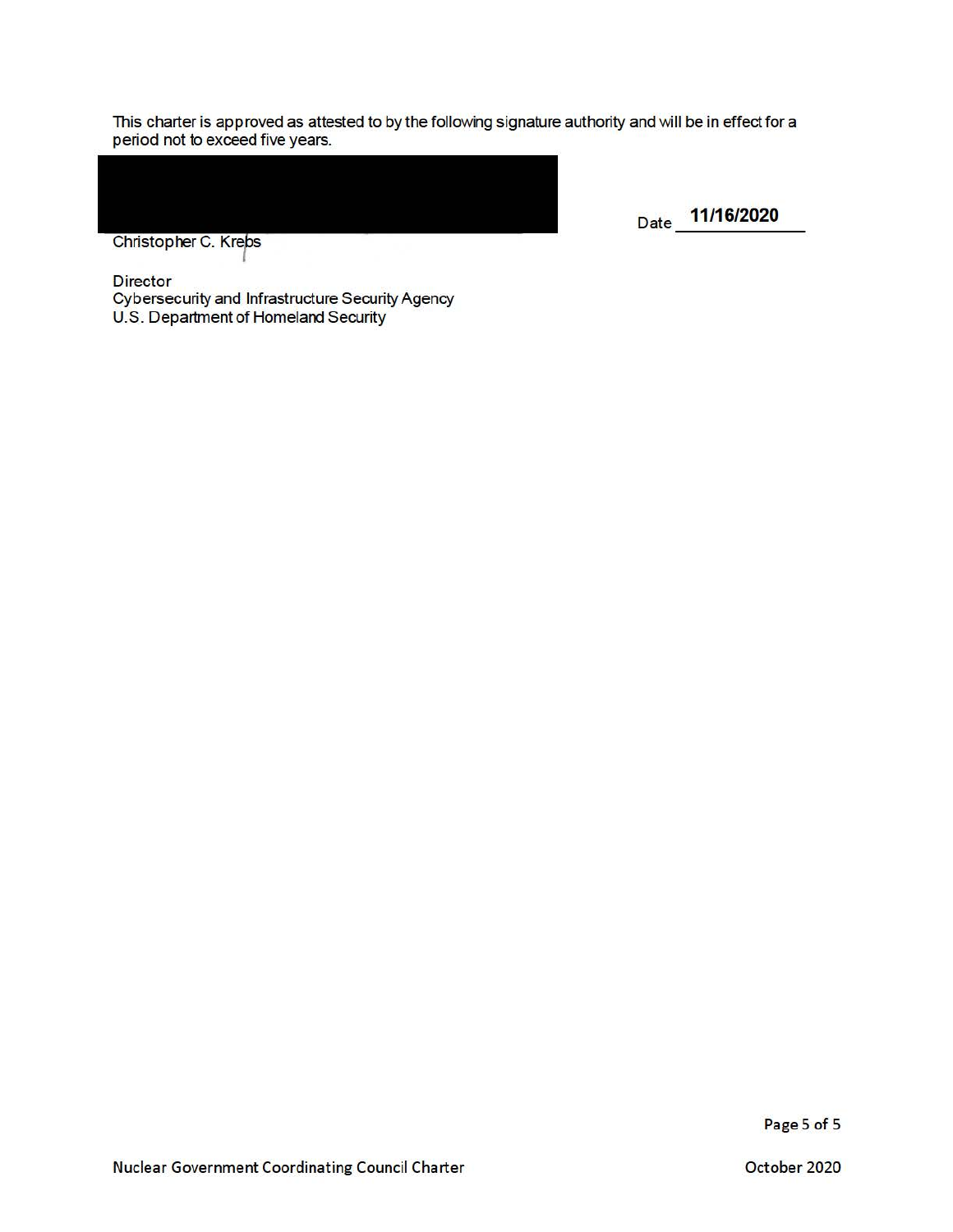This charter is approved as attested to by the following signature authority and will be in effect for a period not to exceed five years.

Christopher C. Krebs

Date 11/16/2020

Director
Cybersecurity and Infrastructure Security Agency
U.S. Department of Homeland Security